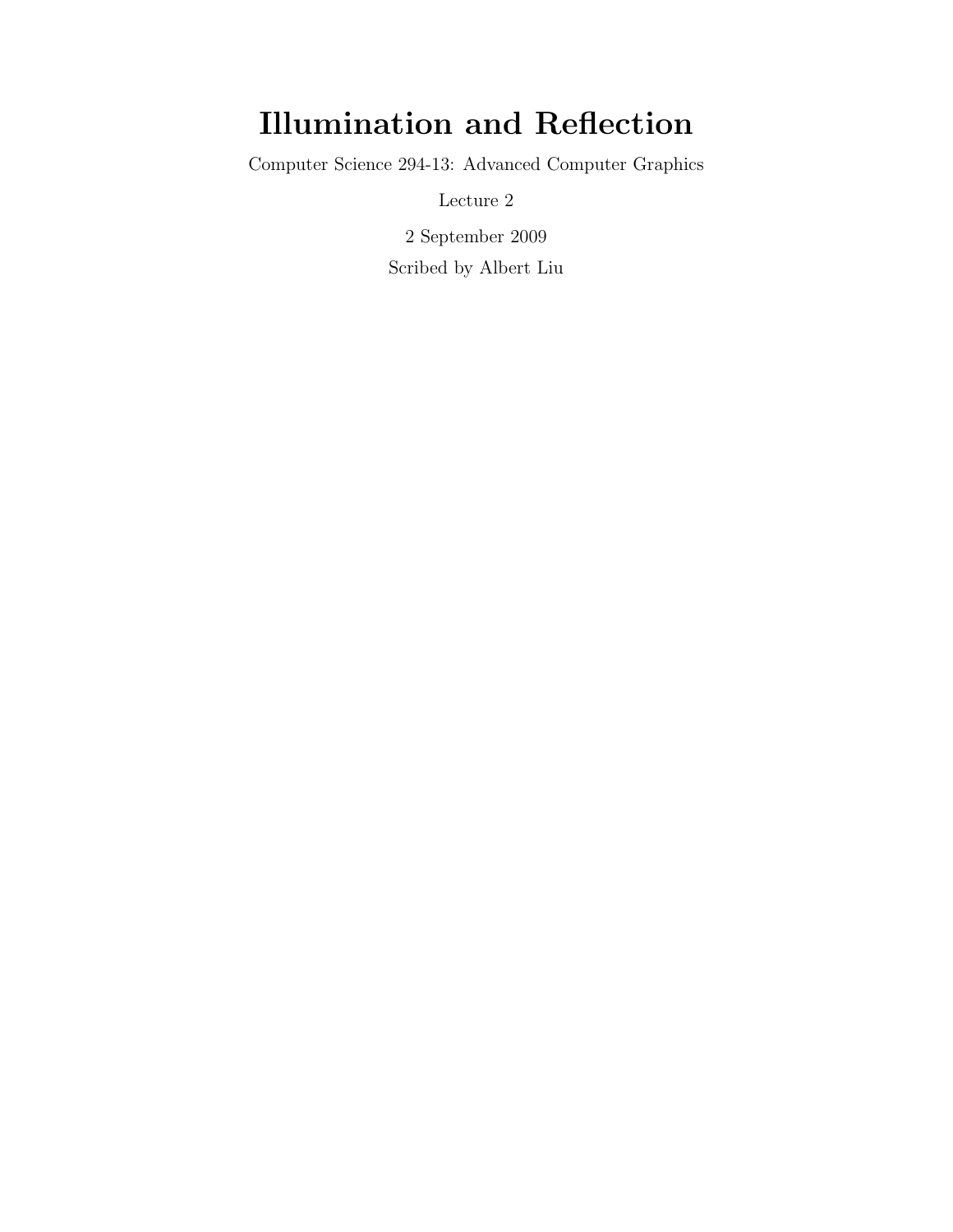# Illumination and Reflection

Computer Science 294-13: Advanced Computer Graphics

Lecture 2

2 September 2009

Scribed by Albert Liu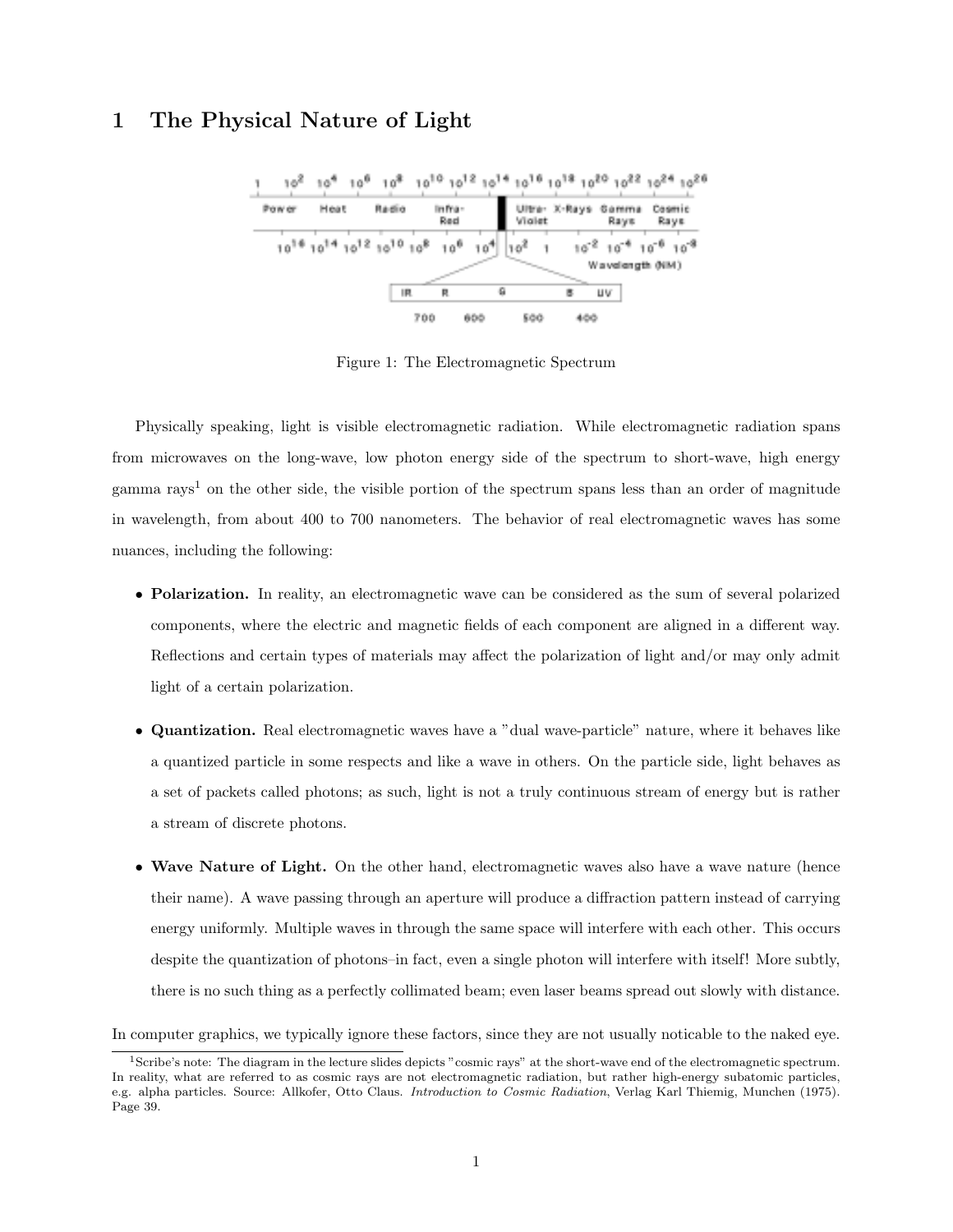# 1 The Physical Nature of Light

Figure 1: The Electromagnetic Spectrum

Physically speaking, light is visible electromagnetic radiation. While electromagnetic radiation spans from microwaves on the long-wave, low photon energy side of the spectrum to short-wave, high energy gamma rays[1] on the other side, the visible portion of the spectrum spans less than an order of magnitude in wavelength, from about 400 to 700 nanometers. The behavior of real electromagnetic waves has some nuances, including the following:

- **Polarization.** In reality, an electromagnetic wave can be considered as the sum of several polarized components, where the electric and magnetic fields of each component are aligned in a different way. Reflections and certain types of materials may affect the polarization of light and/or may only admit light of a certain polarization.
- **Quantization.** Real electromagnetic waves have a "dual wave-particle" nature, where it behaves like a quantized particle in some respects and like a wave in others. On the particle side, light behaves as a set of packets called photons; as such, light is not a truly continuous stream of energy but is rather a stream of discrete photons.
- **Wave Nature of Light.** On the other hand, electromagnetic waves also have a wave nature (hence their name). A wave passing through an aperture will produce a diffraction pattern instead of carrying energy uniformly. Multiple waves in through the same space will interfere with each other. This occurs despite the quantization of photons–in fact, even a single photon will interfere with itself! More subtly, there is no such thing as a perfectly collimated beam; even laser beams spread out slowly with distance.

In computer graphics, we typically ignore these factors, since they are not usually noticable to the naked eye.

[1] Scribe's note: The diagram in the lecture slides depicts "cosmic rays" at the short-wave end of the electromagnetic spectrum. In reality, what are referred to as cosmic rays are not electromagnetic radiation, but rather high-energy subatomic particles, e.g. alpha particles. Source: Allkofer, Otto Claus. *Introduction to Cosmic Radiation*, Verlag Karl Thiemig, Munchen (1975). Page 39.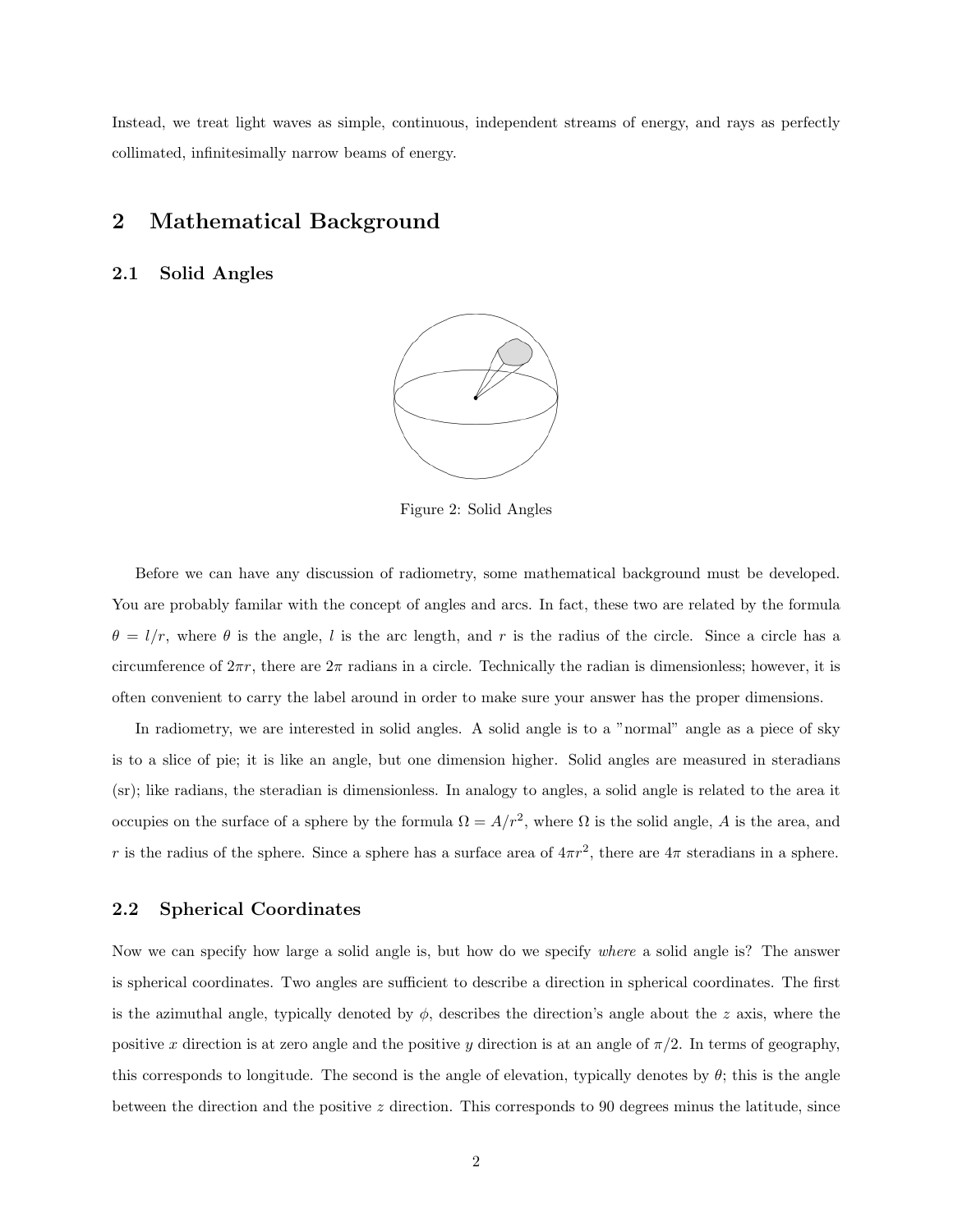Instead, we treat light waves as simple, continuous, independent streams of energy, and rays as perfectly collimated, infinitesimally narrow beams of energy.

# 2 Mathematical Background

## 2.1 Solid Angles

Figure 2: Solid Angles

Before we can have any discussion of radiometry, some mathematical background must be developed. You are probably familar with the concept of angles and arcs. In fact, these two are related by the formula $\theta = l/r$, where $\theta$ is the angle, $l$ is the arc length, and $r$ is the radius of the circle. Since a circle has a circumference of $2\pi r$, there are $2\pi$ radians in a circle. Technically the radian is dimensionless; however, it is often convenient to carry the label around in order to make sure your answer has the proper dimensions.

In radiometry, we are interested in solid angles. A solid angle is to a "normal" angle as a piece of sky is to a slice of pie; it is like an angle, but one dimension higher. Solid angles are measured in steradians (sr); like radians, the steradian is dimensionless. In analogy to angles, a solid angle is related to the area it occupies on the surface of a sphere by the formula $\Omega = A/r^2$, where $\Omega$ is the solid angle, $A$ is the area, and $r$ is the radius of the sphere. Since a sphere has a surface area of $4\pi r^2$, there are $4\pi$ steradians in a sphere.

## 2.2 Spherical Coordinates

Now we can specify how large a solid angle is, but how do we specify *where* a solid angle is? The answer is spherical coordinates. Two angles are sufficient to describe a direction in spherical coordinates. The first is the azimuthal angle, typically denoted by $\phi$, describes the direction's angle about the $z$ axis, where the positive $x$ direction is at zero angle and the positive $y$ direction is at an angle of $\pi/2$. In terms of geography, this corresponds to longitude. The second is the angle of elevation, typically denotes by $\theta$; this is the angle between the direction and the positive $z$ direction. This corresponds to 90 degrees minus the latitude, since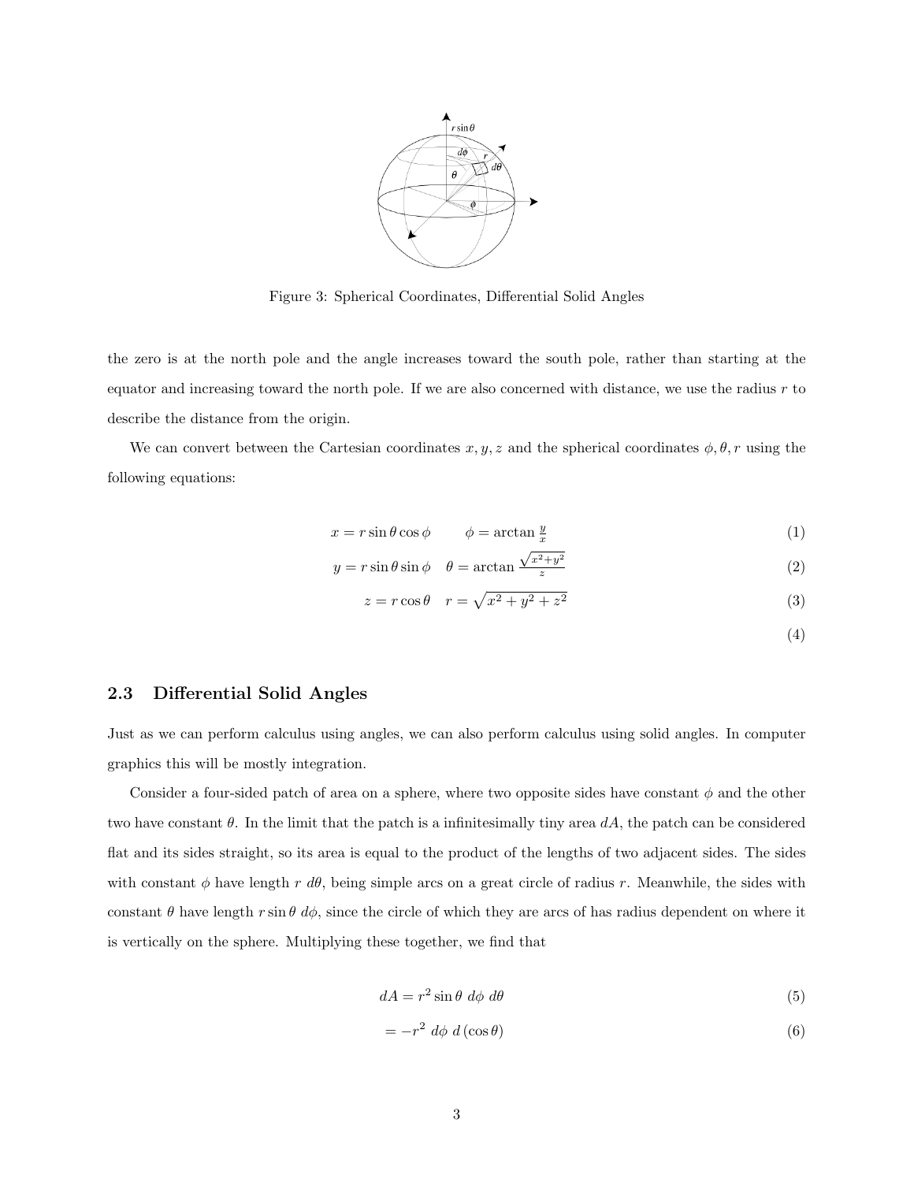Figure 3: Spherical Coordinates, Differential Solid Angles

the zero is at the north pole and the angle increases toward the south pole, rather than starting at the equator and increasing toward the north pole. If we are also concerned with distance, we use the radius $r$ to describe the distance from the origin.

We can convert between the Cartesian coordinates $x, y, z$ and the spherical coordinates $\phi, \theta, r$ using the following equations:

$$x = r \sin\theta \cos\phi \qquad \phi = \arctan \frac{y}{x} \tag{1}$$

$$y = r \sin\theta \sin\phi \quad \theta = \arctan \frac{\sqrt{x^2+y^2}}{z} \tag{2}$$

$$z = r \cos\theta \quad r = \sqrt{x^2 + y^2 + z^2} \tag{3}$$

$$\tag{4}$$

## 2.3 Differential Solid Angles

Just as we can perform calculus using angles, we can also perform calculus using solid angles. In computer graphics this will be mostly integration.

Consider a four-sided patch of area on a sphere, where two opposite sides have constant $\phi$ and the other two have constant $\theta$. In the limit that the patch is a infinitesimally tiny area $dA$, the patch can be considered flat and its sides straight, so its area is equal to the product of the lengths of two adjacent sides. The sides with constant $\phi$ have length $r\ d\theta$, being simple arcs on a great circle of radius $r$. Meanwhile, the sides with constant $\theta$ have length $r \sin\theta\ d\phi$, since the circle of which they are arcs of has radius dependent on where it is vertically on the sphere. Multiplying these together, we find that

$$dA = r^2 \sin\theta\ d\phi\ d\theta \tag{5}$$

$$= -r^2\ d\phi\ d\left(\cos\theta\right) \tag{6}$$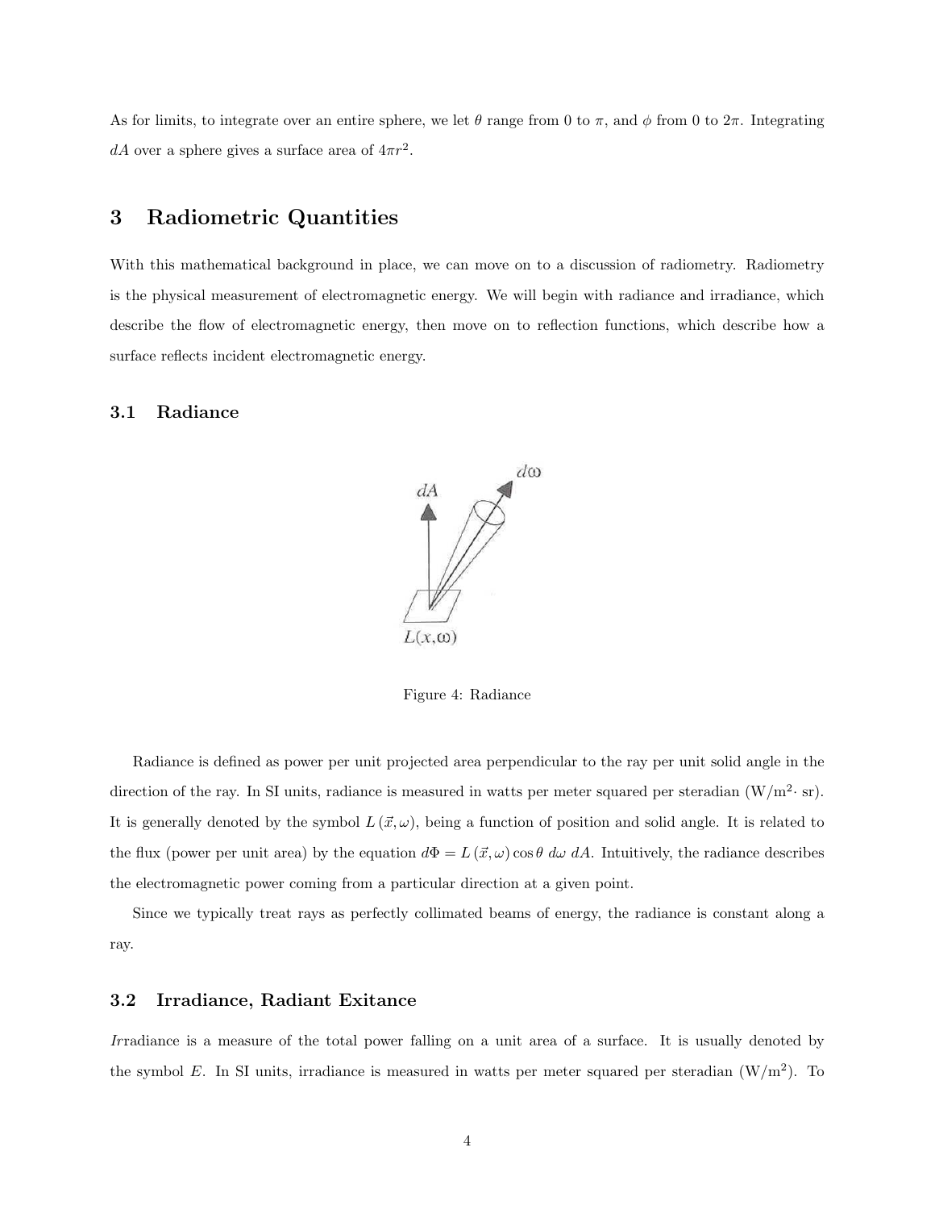As for limits, to integrate over an entire sphere, we let $\theta$ range from 0 to $\pi$, and $\phi$ from 0 to $2\pi$. Integrating $dA$ over a sphere gives a surface area of $4\pi r^2$.

# 3 Radiometric Quantities

With this mathematical background in place, we can move on to a discussion of radiometry. Radiometry is the physical measurement of electromagnetic energy. We will begin with radiance and irradiance, which describe the flow of electromagnetic energy, then move on to reflection functions, which describe how a surface reflects incident electromagnetic energy.

## 3.1 Radiance

Figure 4: Radiance

Radiance is defined as power per unit projected area perpendicular to the ray per unit solid angle in the direction of the ray. In SI units, radiance is measured in watts per meter squared per steradian ($\text{W/m}^2\cdot$ sr). It is generally denoted by the symbol $L(\vec{x}, \omega)$, being a function of position and solid angle. It is related to the flux (power per unit area) by the equation $d\Phi = L(\vec{x}, \omega) \cos\theta \, d\omega \, dA$. Intuitively, the radiance describes the electromagnetic power coming from a particular direction at a given point.

Since we typically treat rays as perfectly collimated beams of energy, the radiance is constant along a ray.

## 3.2 Irradiance, Radiant Exitance

*Ir*radiance is a measure of the total power falling on a unit area of a surface. It is usually denoted by the symbol $E$. In SI units, irradiance is measured in watts per meter squared per steradian ($\text{W/m}^2$). To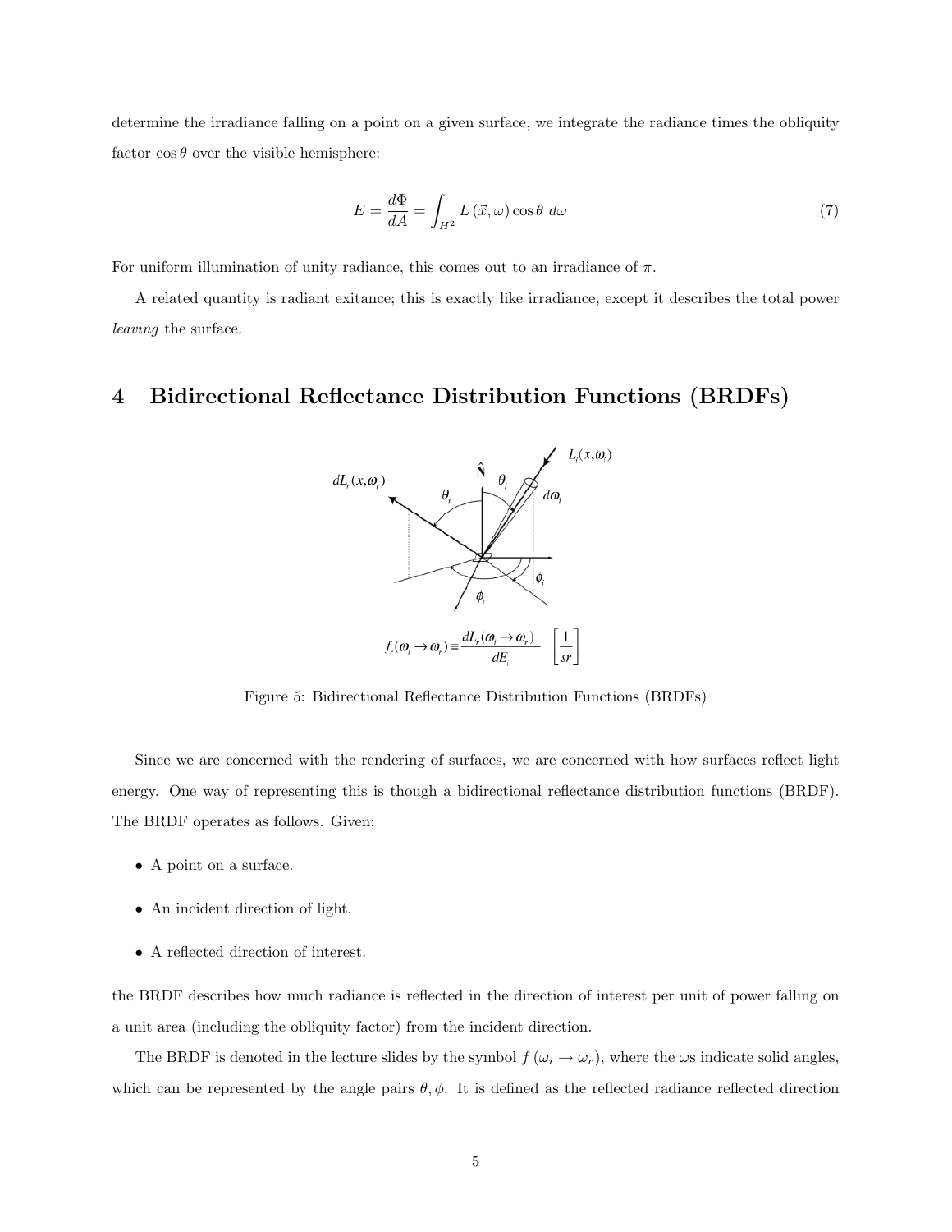determine the irradiance falling on a point on a given surface, we integrate the radiance times the obliquity factor $\cos\theta$ over the visible hemisphere:

$$E = \frac{d\Phi}{dA} = \int_{H^2} L(\vec{x}, \omega) \cos\theta \; d\omega \tag{7}$$

For uniform illumination of unity radiance, this comes out to an irradiance of $\pi$.

A related quantity is radiant exitance; this is exactly like irradiance, except it describes the total power *leaving* the surface.

# 4 Bidirectional Reflectance Distribution Functions (BRDFs)

$$f_r(\omega_i \to \omega_r) \equiv \frac{dL_r(\omega_i \to \omega_r)}{dE_i} \quad \left[\frac{1}{sr}\right]$$

Figure 5: Bidirectional Reflectance Distribution Functions (BRDFs)

Since we are concerned with the rendering of surfaces, we are concerned with how surfaces reflect light energy. One way of representing this is though a bidirectional reflectance distribution functions (BRDF). The BRDF operates as follows. Given:

- A point on a surface.
- An incident direction of light.
- A reflected direction of interest.

the BRDF describes how much radiance is reflected in the direction of interest per unit of power falling on a unit area (including the obliquity factor) from the incident direction.

The BRDF is denoted in the lecture slides by the symbol $f(\omega_i \to \omega_r)$, where the $\omega$s indicate solid angles, which can be represented by the angle pairs $\theta, \phi$. It is defined as the reflected radiance reflected direction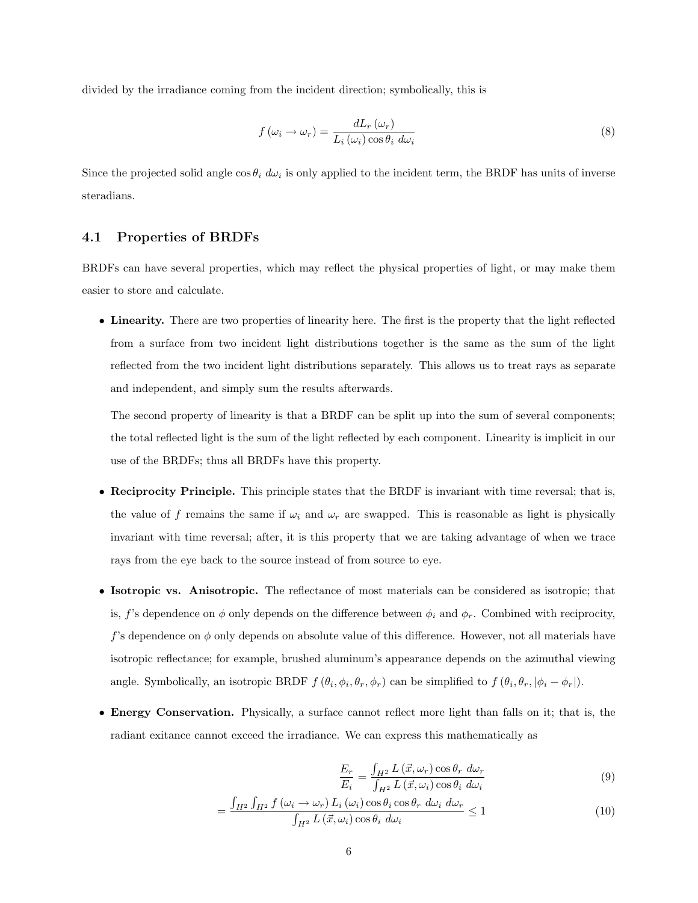divided by the irradiance coming from the incident direction; symbolically, this is

$$f\left(\omega_i \rightarrow \omega_r\right) = \frac{dL_r\left(\omega_r\right)}{L_i\left(\omega_i\right)\cos\theta_i \ d\omega_i} \tag{8}$$

Since the projected solid angle $\cos\theta_i \ d\omega_i$ is only applied to the incident term, the BRDF has units of inverse steradians.

### 4.1 Properties of BRDFs

BRDFs can have several properties, which may reflect the physical properties of light, or may make them easier to store and calculate.

- **Linearity.** There are two properties of linearity here. The first is the property that the light reflected from a surface from two incident light distributions together is the same as the sum of the light reflected from the two incident light distributions separately. This allows us to treat rays as separate and independent, and simply sum the results afterwards.

  The second property of linearity is that a BRDF can be split up into the sum of several components; the total reflected light is the sum of the light reflected by each component. Linearity is implicit in our use of the BRDFs; thus all BRDFs have this property.

- **Reciprocity Principle.** This principle states that the BRDF is invariant with time reversal; that is, the value of $f$ remains the same if $\omega_i$ and $\omega_r$ are swapped. This is reasonable as light is physically invariant with time reversal; after, it is this property that we are taking advantage of when we trace rays from the eye back to the source instead of from source to eye.

- **Isotropic vs. Anisotropic.** The reflectance of most materials can be considered as isotropic; that is, $f$'s dependence on $\phi$ only depends on the difference between $\phi_i$ and $\phi_r$. Combined with reciprocity, $f$'s dependence on $\phi$ only depends on absolute value of this difference. However, not all materials have isotropic reflectance; for example, brushed aluminum's appearance depends on the azimuthal viewing angle. Symbolically, an isotropic BRDF $f\left(\theta_i, \phi_i, \theta_r, \phi_r\right)$ can be simplified to $f\left(\theta_i, \theta_r, |\phi_i - \phi_r|\right)$.

- **Energy Conservation.** Physically, a surface cannot reflect more light than falls on it; that is, the radiant exitance cannot exceed the irradiance. We can express this mathematically as

$$\frac{E_r}{E_i} = \frac{\int_{H^2} L\left(\vec{x}, \omega_r\right)\cos\theta_r \ d\omega_r}{\int_{H^2} L\left(\vec{x}, \omega_i\right)\cos\theta_i \ d\omega_i} \tag{9}$$

$$= \frac{\int_{H^2}\int_{H^2} f\left(\omega_i \rightarrow \omega_r\right) L_i\left(\omega_i\right)\cos\theta_i\cos\theta_r \ d\omega_i \ d\omega_r}{\int_{H^2} L\left(\vec{x}, \omega_i\right)\cos\theta_i \ d\omega_i} \leq 1 \tag{10}$$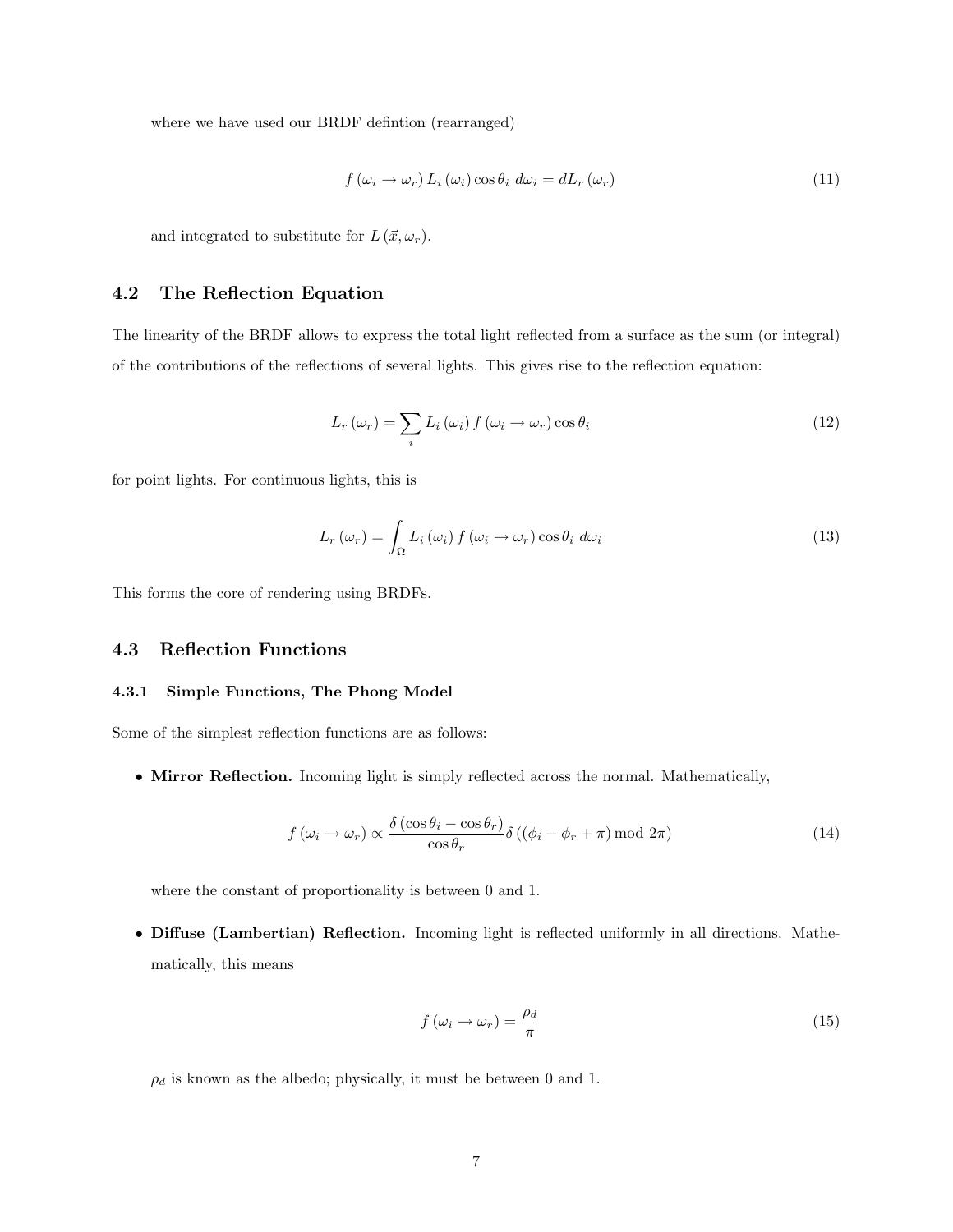where we have used our BRDF defintion (rearranged)

$$f\left(\omega_i \to \omega_r\right) L_i\left(\omega_i\right) \cos\theta_i \; d\omega_i = dL_r\left(\omega_r\right) \tag{11}$$

and integrated to substitute for $L\left(\vec{x}, \omega_r\right)$.

## 4.2 The Reflection Equation

The linearity of the BRDF allows to express the total light reflected from a surface as the sum (or integral) of the contributions of the reflections of several lights. This gives rise to the reflection equation:

$$L_r\left(\omega_r\right) = \sum_i L_i\left(\omega_i\right) f\left(\omega_i \to \omega_r\right) \cos\theta_i \tag{12}$$

for point lights. For continuous lights, this is

$$L_r\left(\omega_r\right) = \int_\Omega L_i\left(\omega_i\right) f\left(\omega_i \to \omega_r\right) \cos\theta_i \; d\omega_i \tag{13}$$

This forms the core of rendering using BRDFs.

## 4.3 Reflection Functions

### 4.3.1 Simple Functions, The Phong Model

Some of the simplest reflection functions are as follows:

- **Mirror Reflection.** Incoming light is simply reflected across the normal. Mathematically,

$$f\left(\omega_i \to \omega_r\right) \propto \frac{\delta\left(\cos\theta_i - \cos\theta_r\right)}{\cos\theta_r} \delta\left(\left(\phi_i - \phi_r + \pi\right) \bmod 2\pi\right) \tag{14}$$

  where the constant of proportionality is between 0 and 1.

- **Diffuse (Lambertian) Reflection.** Incoming light is reflected uniformly in all directions. Mathematically, this means

$$f\left(\omega_i \to \omega_r\right) = \frac{\rho_d}{\pi} \tag{15}$$

  $\rho_d$ is known as the albedo; physically, it must be between 0 and 1.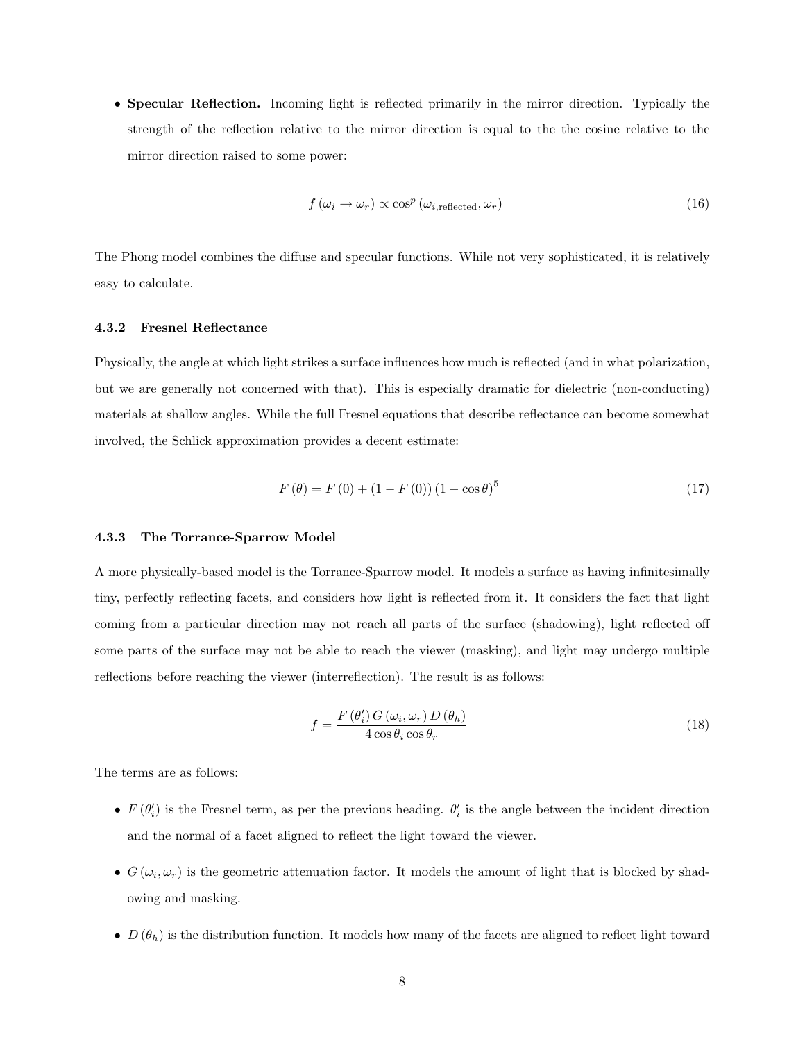- **Specular Reflection.** Incoming light is reflected primarily in the mirror direction. Typically the strength of the reflection relative to the mirror direction is equal to the the cosine relative to the mirror direction raised to some power:

$$f\left(\omega_i \rightarrow \omega_r\right) \propto \cos^p\left(\omega_{i,\text{reflected}}, \omega_r\right) \tag{16}$$

The Phong model combines the diffuse and specular functions. While not very sophisticated, it is relatively easy to calculate.

#### 4.3.2 Fresnel Reflectance

Physically, the angle at which light strikes a surface influences how much is reflected (and in what polarization, but we are generally not concerned with that). This is especially dramatic for dielectric (non-conducting) materials at shallow angles. While the full Fresnel equations that describe reflectance can become somewhat involved, the Schlick approximation provides a decent estimate:

$$F\left(\theta\right) = F\left(0\right) + \left(1 - F\left(0\right)\right)\left(1 - \cos\theta\right)^5 \tag{17}$$

#### 4.3.3 The Torrance-Sparrow Model

A more physically-based model is the Torrance-Sparrow model. It models a surface as having infinitesimally tiny, perfectly reflecting facets, and considers how light is reflected from it. It considers the fact that light coming from a particular direction may not reach all parts of the surface (shadowing), light reflected off some parts of the surface may not be able to reach the viewer (masking), and light may undergo multiple reflections before reaching the viewer (interreflection). The result is as follows:

$$f = \frac{F\left(\theta_i'\right) G\left(\omega_i, \omega_r\right) D\left(\theta_h\right)}{4\cos\theta_i \cos\theta_r} \tag{18}$$

The terms are as follows:

- $F\left(\theta_i'\right)$ is the Fresnel term, as per the previous heading. $\theta_i'$ is the angle between the incident direction and the normal of a facet aligned to reflect the light toward the viewer.
- $G\left(\omega_i, \omega_r\right)$ is the geometric attenuation factor. It models the amount of light that is blocked by shadowing and masking.
- $D\left(\theta_h\right)$ is the distribution function. It models how many of the facets are aligned to reflect light toward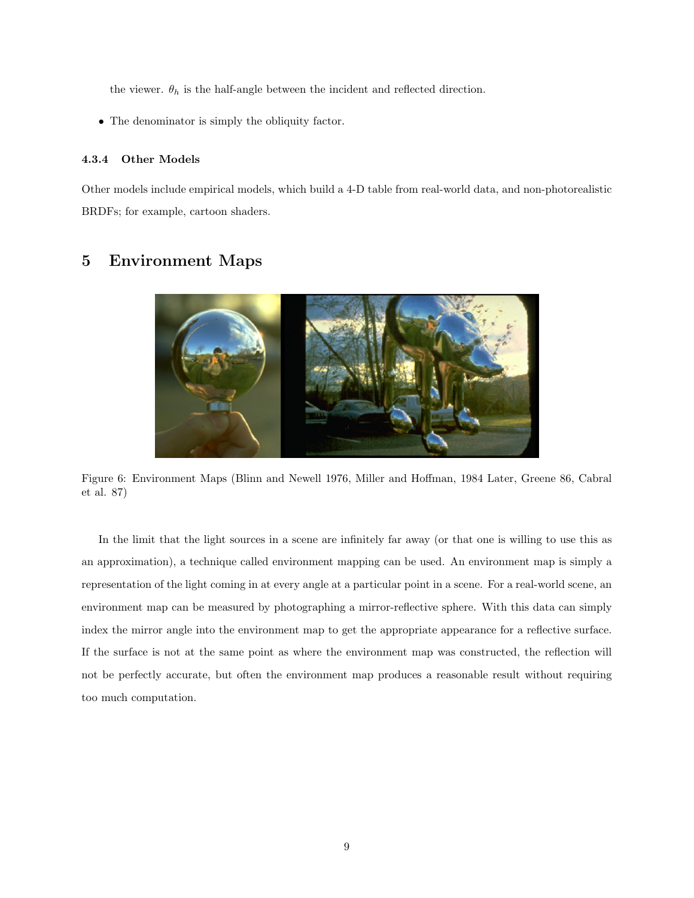the viewer. $\theta_h$ is the half-angle between the incident and reflected direction.

- The denominator is simply the obliquity factor.

#### 4.3.4 Other Models

Other models include empirical models, which build a 4-D table from real-world data, and non-photorealistic BRDFs; for example, cartoon shaders.

## 5 Environment Maps

Figure 6: Environment Maps (Blinn and Newell 1976, Miller and Hoffman, 1984 Later, Greene 86, Cabral et al. 87)

In the limit that the light sources in a scene are infinitely far away (or that one is willing to use this as an approximation), a technique called environment mapping can be used. An environment map is simply a representation of the light coming in at every angle at a particular point in a scene. For a real-world scene, an environment map can be measured by photographing a mirror-reflective sphere. With this data can simply index the mirror angle into the environment map to get the appropriate appearance for a reflective surface. If the surface is not at the same point as where the environment map was constructed, the reflection will not be perfectly accurate, but often the environment map produces a reasonable result without requiring too much computation.